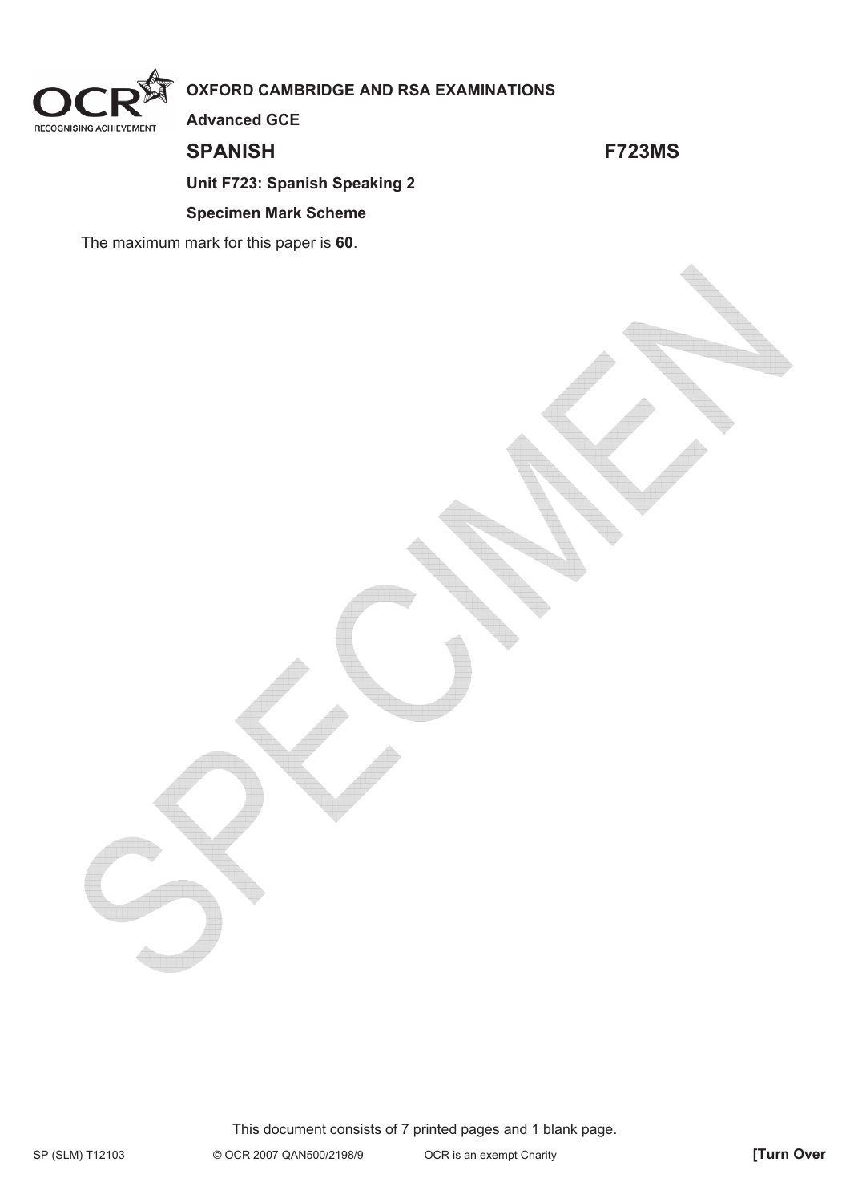**OXFORD CAMBRIDGE AND RSA EXAMINATIONS**

**Advanced GCE**

# SPANISH F723MS

**Unit F723: Spanish Speaking 2**

**Specimen Mark Scheme**

The maximum mark for this paper is **60**.

This document consists of 7 printed pages and 1 blank page.

SP (SLM) T12103 © OCR 2007 QAN500/2198/9 OCR is an exempt Charity **[Turn Over**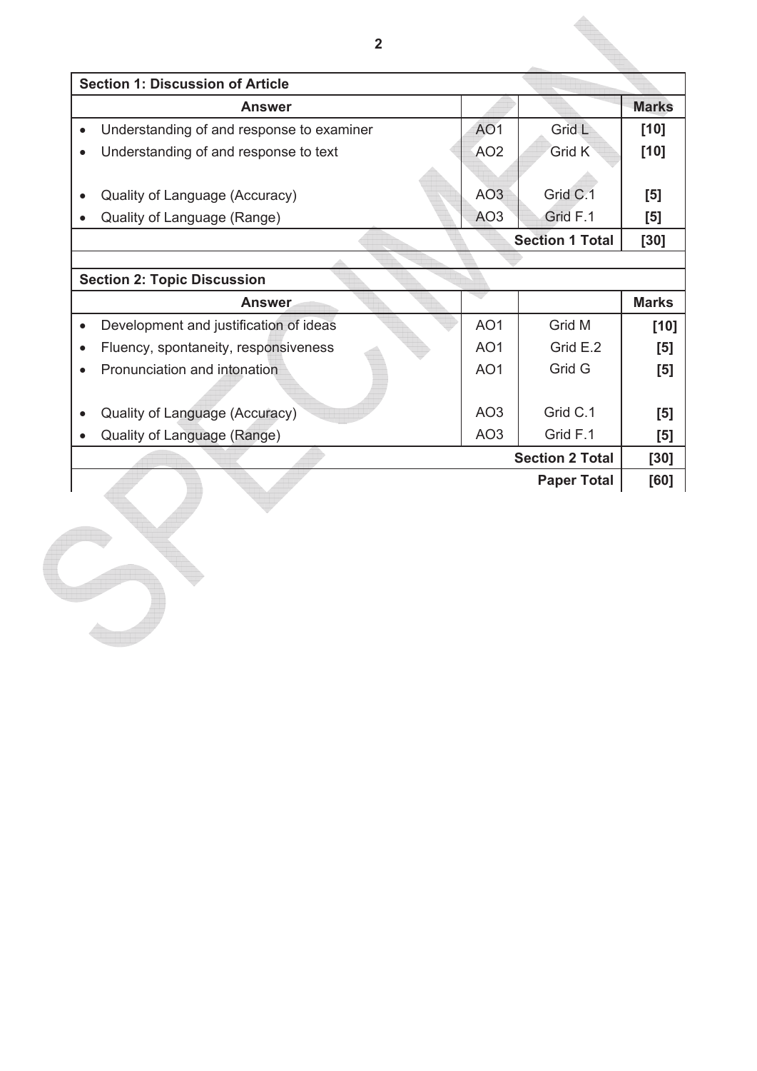| Section 1: Discussion of Article | | | |
|---|---|---|---|
| **Answer** | | | **Marks** |
| • Understanding of and response to examiner | AO1 | Grid L | [10] |
| • Understanding of and response to text | AO2 | Grid K | [10] |
| • Quality of Language (Accuracy) | AO3 | Grid C.1 | [5] |
| • Quality of Language (Range) | AO3 | Grid F.1 | [5] |
| | | **Section 1 Total** | **[30]** |

| Section 2: Topic Discussion | | | |
|---|---|---|---|
| **Answer** | | | **Marks** |
| • Development and justification of ideas | AO1 | Grid M | [10] |
| • Fluency, spontaneity, responsiveness | AO1 | Grid E.2 | [5] |
| • Pronunciation and intonation | AO1 | Grid G | [5] |
| • Quality of Language (Accuracy) | AO3 | Grid C.1 | [5] |
| • Quality of Language (Range) | AO3 | Grid F.1 | [5] |
| | | **Section 2 Total** | **[30]** |
| | | **Paper Total** | **[60]** |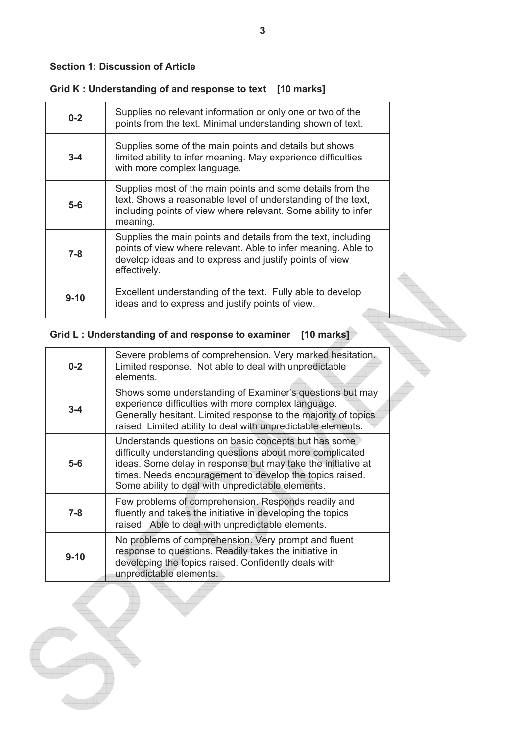### Section 1: Discussion of Article

#### Grid K : Understanding of and response to text [10 marks]

| | |
|---|---|
| 0-2 | Supplies no relevant information or only one or two of the points from the text. Minimal understanding shown of text. |
| 3-4 | Supplies some of the main points and details but shows limited ability to infer meaning. May experience difficulties with more complex language. |
| 5-6 | Supplies most of the main points and some details from the text. Shows a reasonable level of understanding of the text, including points of view where relevant. Some ability to infer meaning. |
| 7-8 | Supplies the main points and details from the text, including points of view where relevant. Able to infer meaning. Able to develop ideas and to express and justify points of view effectively. |
| 9-10 | Excellent understanding of the text. Fully able to develop ideas and to express and justify points of view. |

#### Grid L : Understanding of and response to examiner [10 marks]

| | |
|---|---|
| 0-2 | Severe problems of comprehension. Very marked hesitation. Limited response. Not able to deal with unpredictable elements. |
| 3-4 | Shows some understanding of Examiner's questions but may experience difficulties with more complex language. Generally hesitant. Limited response to the majority of topics raised. Limited ability to deal with unpredictable elements. |
| 5-6 | Understands questions on basic concepts but has some difficulty understanding questions about more complicated ideas. Some delay in response but may take the initiative at times. Needs encouragement to develop the topics raised. Some ability to deal with unpredictable elements. |
| 7-8 | Few problems of comprehension. Responds readily and fluently and takes the initiative in developing the topics raised. Able to deal with unpredictable elements. |
| 9-10 | No problems of comprehension. Very prompt and fluent response to questions. Readily takes the initiative in developing the topics raised. Confidently deals with unpredictable elements. |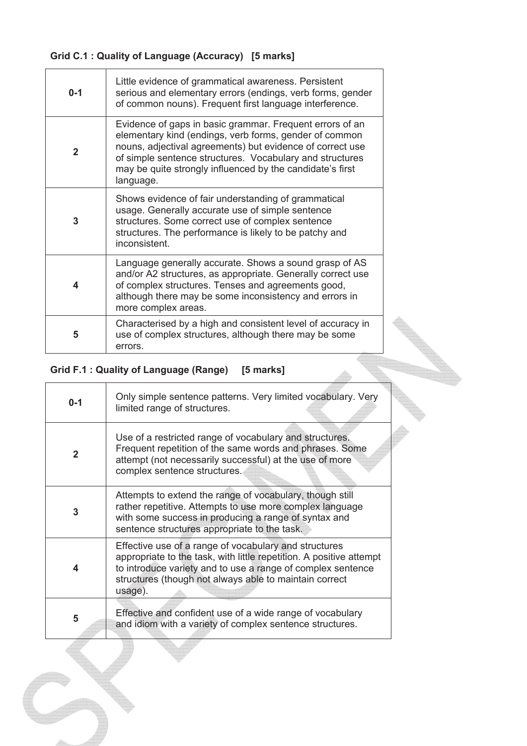**Grid C.1 : Quality of Language (Accuracy) [5 marks]**

| | |
|---|---|
| 0-1 | Little evidence of grammatical awareness. Persistent serious and elementary errors (endings, verb forms, gender of common nouns). Frequent first language interference. |
| 2 | Evidence of gaps in basic grammar. Frequent errors of an elementary kind (endings, verb forms, gender of common nouns, adjectival agreements) but evidence of correct use of simple sentence structures. Vocabulary and structures may be quite strongly influenced by the candidate's first language. |
| 3 | Shows evidence of fair understanding of grammatical usage. Generally accurate use of simple sentence structures. Some correct use of complex sentence structures. The performance is likely to be patchy and inconsistent. |
| 4 | Language generally accurate. Shows a sound grasp of AS and/or A2 structures, as appropriate. Generally correct use of complex structures. Tenses and agreements good, although there may be some inconsistency and errors in more complex areas. |
| 5 | Characterised by a high and consistent level of accuracy in use of complex structures, although there may be some errors. |

**Grid F.1 : Quality of Language (Range) [5 marks]**

| | |
|---|---|
| 0-1 | Only simple sentence patterns. Very limited vocabulary. Very limited range of structures. |
| 2 | Use of a restricted range of vocabulary and structures. Frequent repetition of the same words and phrases. Some attempt (not necessarily successful) at the use of more complex sentence structures. |
| 3 | Attempts to extend the range of vocabulary, though still rather repetitive. Attempts to use more complex language with some success in producing a range of syntax and sentence structures appropriate to the task. |
| 4 | Effective use of a range of vocabulary and structures appropriate to the task, with little repetition. A positive attempt to introduce variety and to use a range of complex sentence structures (though not always able to maintain correct usage). |
| 5 | Effective and confident use of a wide range of vocabulary and idiom with a variety of complex sentence structures. |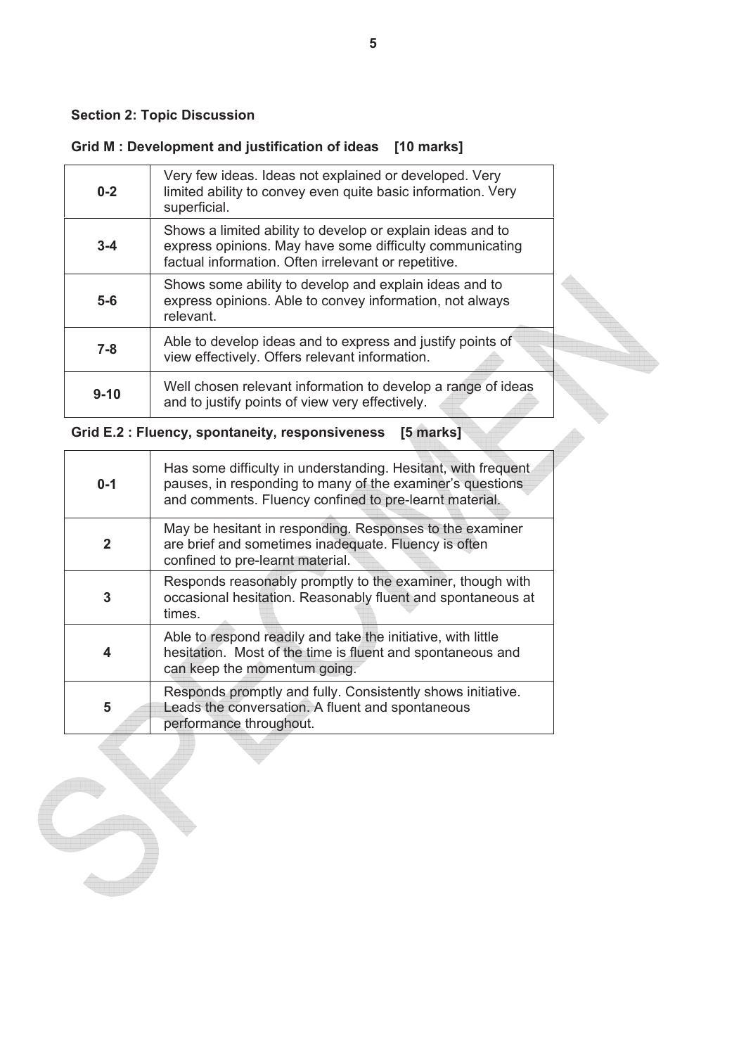**Section 2: Topic Discussion**

**Grid M : Development and justification of ideas [10 marks]**

| | |
|---|---|
| 0-2 | Very few ideas. Ideas not explained or developed. Very limited ability to convey even quite basic information. Very superficial. |
| 3-4 | Shows a limited ability to develop or explain ideas and to express opinions. May have some difficulty communicating factual information. Often irrelevant or repetitive. |
| 5-6 | Shows some ability to develop and explain ideas and to express opinions. Able to convey information, not always relevant. |
| 7-8 | Able to develop ideas and to express and justify points of view effectively. Offers relevant information. |
| 9-10 | Well chosen relevant information to develop a range of ideas and to justify points of view very effectively. |

**Grid E.2 : Fluency, spontaneity, responsiveness [5 marks]**

| | |
|---|---|
| 0-1 | Has some difficulty in understanding. Hesitant, with frequent pauses, in responding to many of the examiner's questions and comments. Fluency confined to pre-learnt material. |
| 2 | May be hesitant in responding. Responses to the examiner are brief and sometimes inadequate. Fluency is often confined to pre-learnt material. |
| 3 | Responds reasonably promptly to the examiner, though with occasional hesitation. Reasonably fluent and spontaneous at times. |
| 4 | Able to respond readily and take the initiative, with little hesitation. Most of the time is fluent and spontaneous and can keep the momentum going. |
| 5 | Responds promptly and fully. Consistently shows initiative. Leads the conversation. A fluent and spontaneous performance throughout. |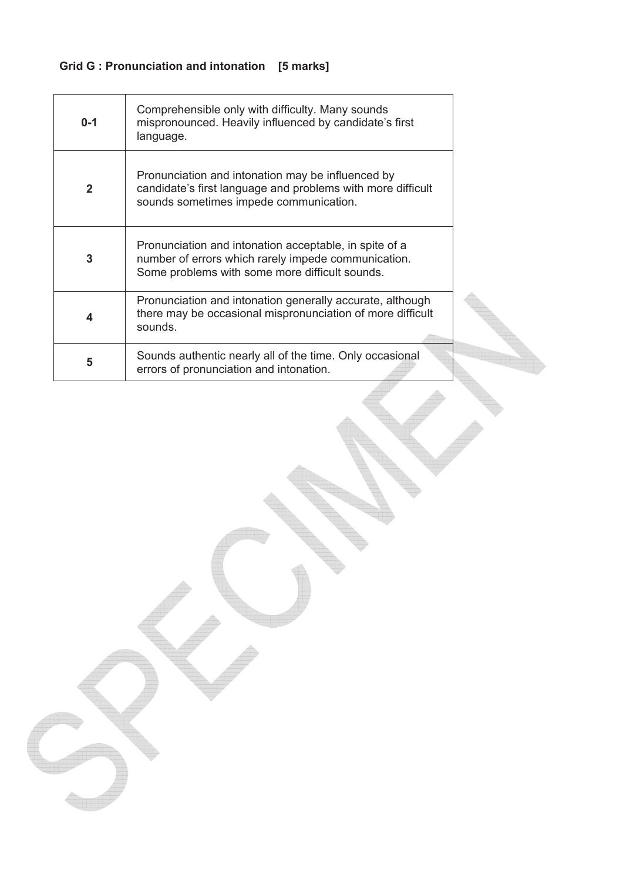**Grid G : Pronunciation and intonation [5 marks]**

| | |
|---|---|
| 0-1 | Comprehensible only with difficulty. Many sounds mispronounced. Heavily influenced by candidate's first language. |
| 2 | Pronunciation and intonation may be influenced by candidate's first language and problems with more difficult sounds sometimes impede communication. |
| 3 | Pronunciation and intonation acceptable, in spite of a number of errors which rarely impede communication. Some problems with some more difficult sounds. |
| 4 | Pronunciation and intonation generally accurate, although there may be occasional mispronunciation of more difficult sounds. |
| 5 | Sounds authentic nearly all of the time. Only occasional errors of pronunciation and intonation. |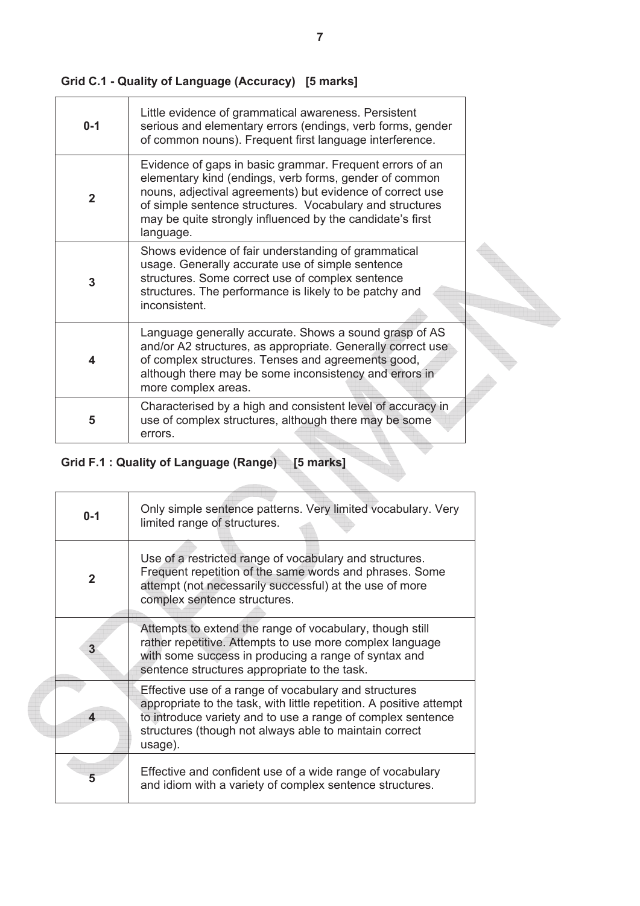**Grid C.1 - Quality of Language (Accuracy) [5 marks]**

| | |
|---|---|
| 0-1 | Little evidence of grammatical awareness. Persistent serious and elementary errors (endings, verb forms, gender of common nouns). Frequent first language interference. |
| 2 | Evidence of gaps in basic grammar. Frequent errors of an elementary kind (endings, verb forms, gender of common nouns, adjectival agreements) but evidence of correct use of simple sentence structures. Vocabulary and structures may be quite strongly influenced by the candidate's first language. |
| 3 | Shows evidence of fair understanding of grammatical usage. Generally accurate use of simple sentence structures. Some correct use of complex sentence structures. The performance is likely to be patchy and inconsistent. |
| 4 | Language generally accurate. Shows a sound grasp of AS and/or A2 structures, as appropriate. Generally correct use of complex structures. Tenses and agreements good, although there may be some inconsistency and errors in more complex areas. |
| 5 | Characterised by a high and consistent level of accuracy in use of complex structures, although there may be some errors. |

**Grid F.1 : Quality of Language (Range) [5 marks]**

| | |
|---|---|
| 0-1 | Only simple sentence patterns. Very limited vocabulary. Very limited range of structures. |
| 2 | Use of a restricted range of vocabulary and structures. Frequent repetition of the same words and phrases. Some attempt (not necessarily successful) at the use of more complex sentence structures. |
| 3 | Attempts to extend the range of vocabulary, though still rather repetitive. Attempts to use more complex language with some success in producing a range of syntax and sentence structures appropriate to the task. |
| 4 | Effective use of a range of vocabulary and structures appropriate to the task, with little repetition. A positive attempt to introduce variety and to use a range of complex sentence structures (though not always able to maintain correct usage). |
| 5 | Effective and confident use of a wide range of vocabulary and idiom with a variety of complex sentence structures. |